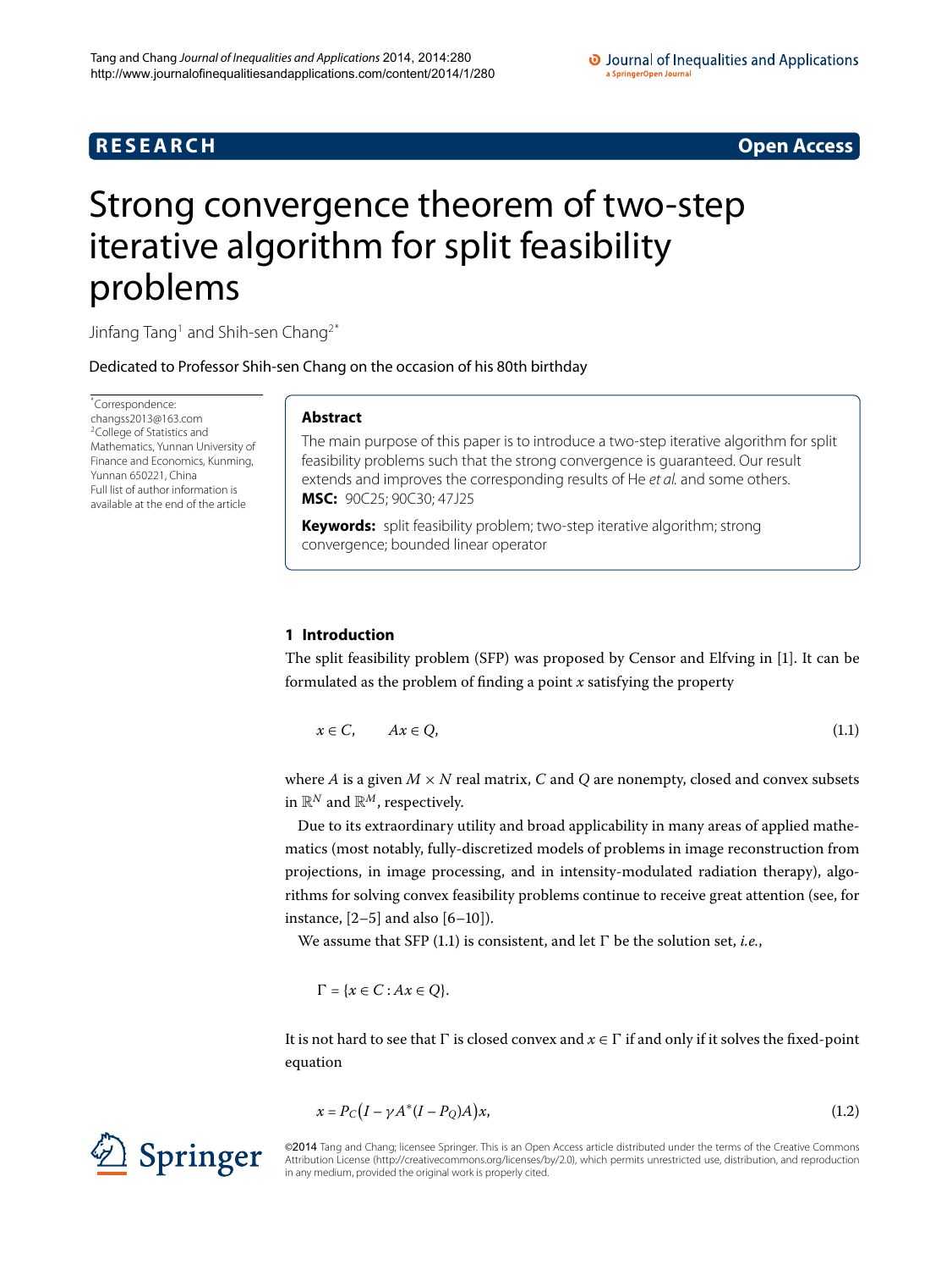RESEARCH Open Access

# Strong convergence theorem of two-step iterative algorithm for split feasibility problems

Jinfang Tang[1] and Shih-sen Chang[2*]

Dedicated to Professor Shih-sen Chang on the occasion of his 80th birthday

*Correspondence: changss2013@163.com
[2]College of Statistics and Mathematics, Yunnan University of Finance and Economics, Kunming, Yunnan 650221, China
Full list of author information is available at the end of the article

## Abstract

The main purpose of this paper is to introduce a two-step iterative algorithm for split feasibility problems such that the strong convergence is guaranteed. Our result extends and improves the corresponding results of He *et al.* and some others.

**MSC:** 90C25; 90C30; 47J25

**Keywords:** split feasibility problem; two-step iterative algorithm; strong convergence; bounded linear operator

## 1 Introduction

The split feasibility problem (SFP) was proposed by Censor and Elfving in [1]. It can be formulated as the problem of finding a point $x$ satisfying the property

$$x \in C, \qquad Ax \in Q, \tag{1.1}$$

where $A$ is a given $M \times N$ real matrix, $C$ and $Q$ are nonempty, closed and convex subsets in $\mathbb{R}^N$ and $\mathbb{R}^M$, respectively.

Due to its extraordinary utility and broad applicability in many areas of applied mathematics (most notably, fully-discretized models of problems in image reconstruction from projections, in image processing, and in intensity-modulated radiation therapy), algorithms for solving convex feasibility problems continue to receive great attention (see, for instance, [2–5] and also [6–10]).

We assume that SFP (1.1) is consistent, and let $\Gamma$ be the solution set, *i.e.*,

$$\Gamma = \{x \in C : Ax \in Q\}.$$

It is not hard to see that $\Gamma$ is closed convex and $x \in \Gamma$ if and only if it solves the fixed-point equation

$$x = P_C\bigl(I - \gamma A^*(I - P_Q)A\bigr)x, \tag{1.2}$$

©2014 Tang and Chang; licensee Springer. This is an Open Access article distributed under the terms of the Creative Commons Attribution License (http://creativecommons.org/licenses/by/2.0), which permits unrestricted use, distribution, and reproduction in any medium, provided the original work is properly cited.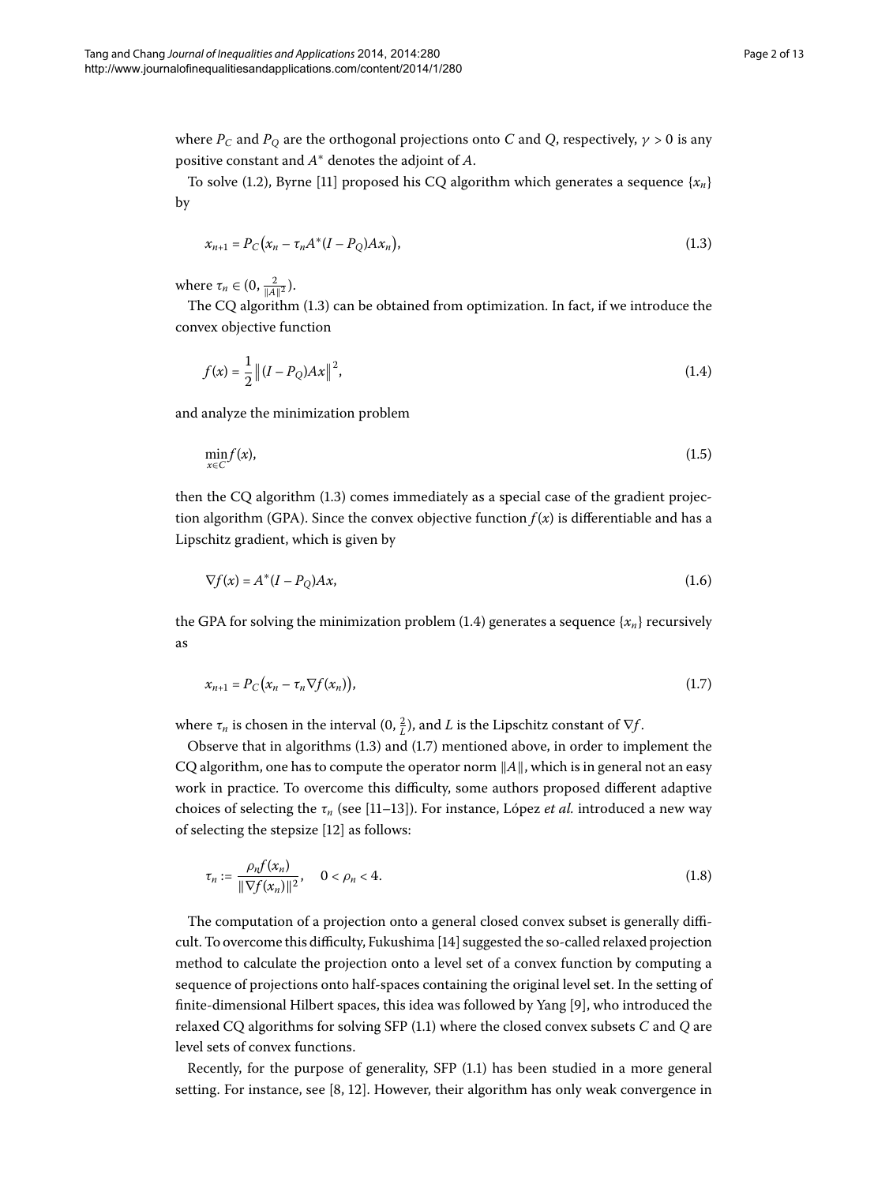where $P_C$ and $P_Q$ are the orthogonal projections onto $C$ and $Q$, respectively, $\gamma > 0$ is any positive constant and $A^*$ denotes the adjoint of $A$.

To solve (1.2), Byrne [11] proposed his CQ algorithm which generates a sequence $\{x_n\}$ by

$$x_{n+1} = P_C\big(x_n - \tau_n A^*(I - P_Q)Ax_n\big), \tag{1.3}$$

where $\tau_n \in (0, \frac{2}{\|A\|^2})$.

The CQ algorithm (1.3) can be obtained from optimization. In fact, if we introduce the convex objective function

$$f(x) = \frac{1}{2}\big\|(I - P_Q)Ax\big\|^2, \tag{1.4}$$

and analyze the minimization problem

$$\min_{x \in C} f(x), \tag{1.5}$$

then the CQ algorithm (1.3) comes immediately as a special case of the gradient projection algorithm (GPA). Since the convex objective function $f(x)$ is differentiable and has a Lipschitz gradient, which is given by

$$\nabla f(x) = A^*(I - P_Q)Ax, \tag{1.6}$$

the GPA for solving the minimization problem (1.4) generates a sequence $\{x_n\}$ recursively as

$$x_{n+1} = P_C\big(x_n - \tau_n \nabla f(x_n)\big), \tag{1.7}$$

where $\tau_n$ is chosen in the interval $(0, \frac{2}{L})$, and $L$ is the Lipschitz constant of $\nabla f$.

Observe that in algorithms (1.3) and (1.7) mentioned above, in order to implement the CQ algorithm, one has to compute the operator norm $\|A\|$, which is in general not an easy work in practice. To overcome this difficulty, some authors proposed different adaptive choices of selecting the $\tau_n$ (see [11–13]). For instance, López *et al.* introduced a new way of selecting the stepsize [12] as follows:

$$\tau_n := \frac{\rho_n f(x_n)}{\|\nabla f(x_n)\|^2}, \quad 0 < \rho_n < 4. \tag{1.8}$$

The computation of a projection onto a general closed convex subset is generally difficult. To overcome this difficulty, Fukushima [14] suggested the so-called relaxed projection method to calculate the projection onto a level set of a convex function by computing a sequence of projections onto half-spaces containing the original level set. In the setting of finite-dimensional Hilbert spaces, this idea was followed by Yang [9], who introduced the relaxed CQ algorithms for solving SFP (1.1) where the closed convex subsets $C$ and $Q$ are level sets of convex functions.

Recently, for the purpose of generality, SFP (1.1) has been studied in a more general setting. For instance, see [8, 12]. However, their algorithm has only weak convergence in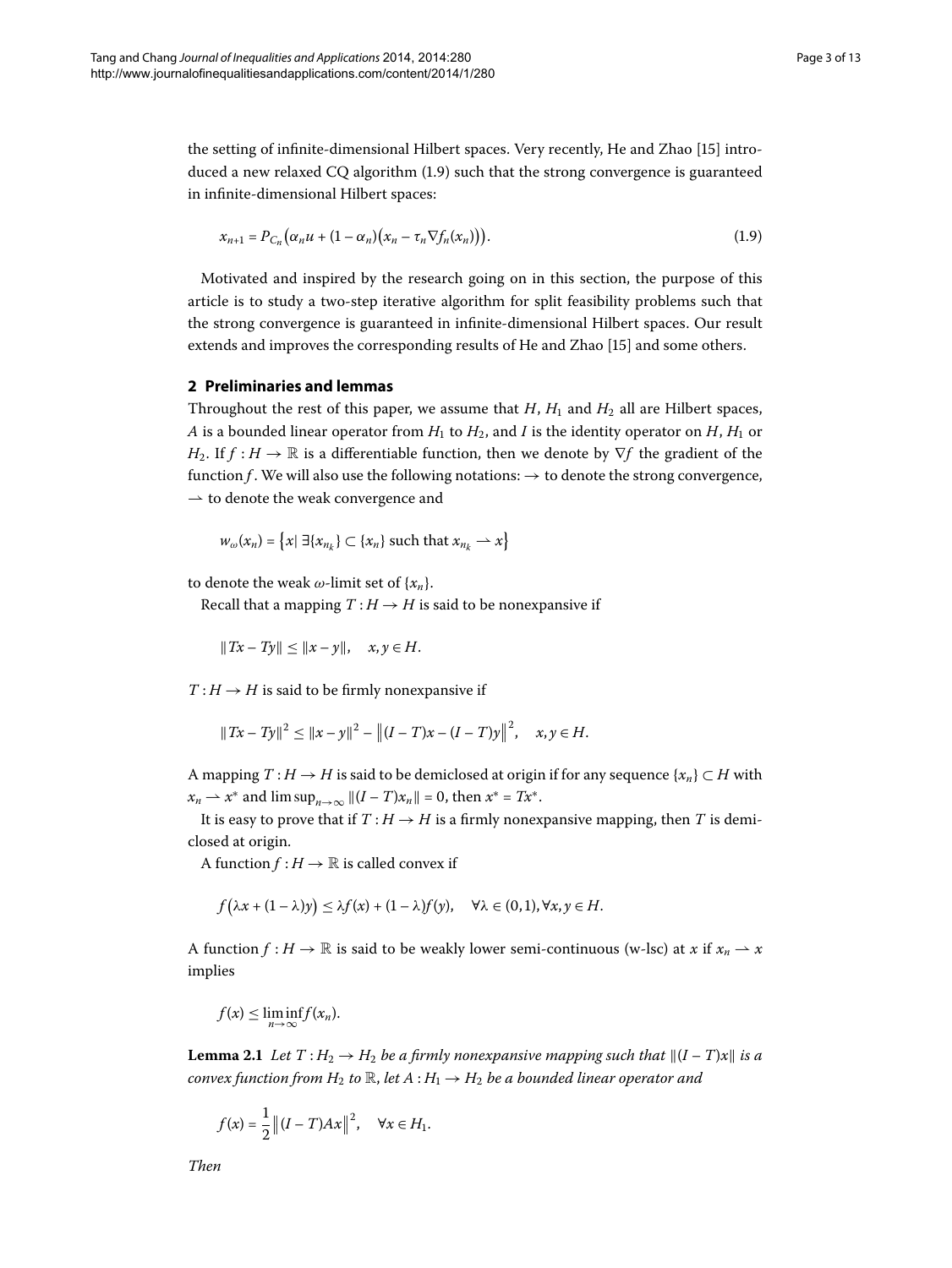the setting of infinite-dimensional Hilbert spaces. Very recently, He and Zhao [15] introduced a new relaxed CQ algorithm (1.9) such that the strong convergence is guaranteed in infinite-dimensional Hilbert spaces:

$$x_{n+1} = P_{C_n}\bigl(\alpha_n u + (1-\alpha_n)\bigl(x_n - \tau_n \nabla f_n(x_n)\bigr)\bigr). \tag{1.9}$$

Motivated and inspired by the research going on in this section, the purpose of this article is to study a two-step iterative algorithm for split feasibility problems such that the strong convergence is guaranteed in infinite-dimensional Hilbert spaces. Our result extends and improves the corresponding results of He and Zhao [15] and some others.

## 2 Preliminaries and lemmas

Throughout the rest of this paper, we assume that $H$, $H_1$ and $H_2$ all are Hilbert spaces, $A$ is a bounded linear operator from $H_1$ to $H_2$, and $I$ is the identity operator on $H$, $H_1$ or $H_2$. If $f: H \to \mathbb{R}$ is a differentiable function, then we denote by $\nabla f$ the gradient of the function $f$. We will also use the following notations: $\to$ to denote the strong convergence, $\rightharpoonup$ to denote the weak convergence and

$$w_\omega(x_n) = \bigl\{x \mid \exists \{x_{n_k}\} \subset \{x_n\} \text{ such that } x_{n_k} \rightharpoonup x\bigr\}$$

to denote the weak $\omega$-limit set of $\{x_n\}$.

Recall that a mapping $T: H \to H$ is said to be nonexpansive if

$$\|Tx - Ty\| \le \|x - y\|, \quad x, y \in H.$$

$T: H \to H$ is said to be firmly nonexpansive if

$$\|Tx - Ty\|^2 \le \|x - y\|^2 - \bigl\|(I-T)x - (I-T)y\bigr\|^2, \quad x, y \in H.$$

A mapping $T: H \to H$ is said to be demiclosed at origin if for any sequence $\{x_n\} \subset H$ with $x_n \rightharpoonup x^*$ and $\limsup_{n\to\infty} \|(I-T)x_n\| = 0$, then $x^* = Tx^*$.

It is easy to prove that if $T: H \to H$ is a firmly nonexpansive mapping, then $T$ is demiclosed at origin.

A function $f: H \to \mathbb{R}$ is called convex if

$$f\bigl(\lambda x + (1-\lambda)y\bigr) \le \lambda f(x) + (1-\lambda) f(y), \quad \forall \lambda \in (0,1), \forall x, y \in H.$$

A function $f: H \to \mathbb{R}$ is said to be weakly lower semi-continuous (w-lsc) at $x$ if $x_n \rightharpoonup x$ implies

$$f(x) \le \liminf_{n\to\infty} f(x_n).$$

**Lemma 2.1** *Let $T: H_2 \to H_2$ be a firmly nonexpansive mapping such that $\|(I-T)x\|$ is a convex function from $H_2$ to $\mathbb{R}$, let $A: H_1 \to H_2$ be a bounded linear operator and*

$$f(x) = \frac{1}{2}\bigl\|(I-T)Ax\bigr\|^2, \quad \forall x \in H_1.$$

*Then*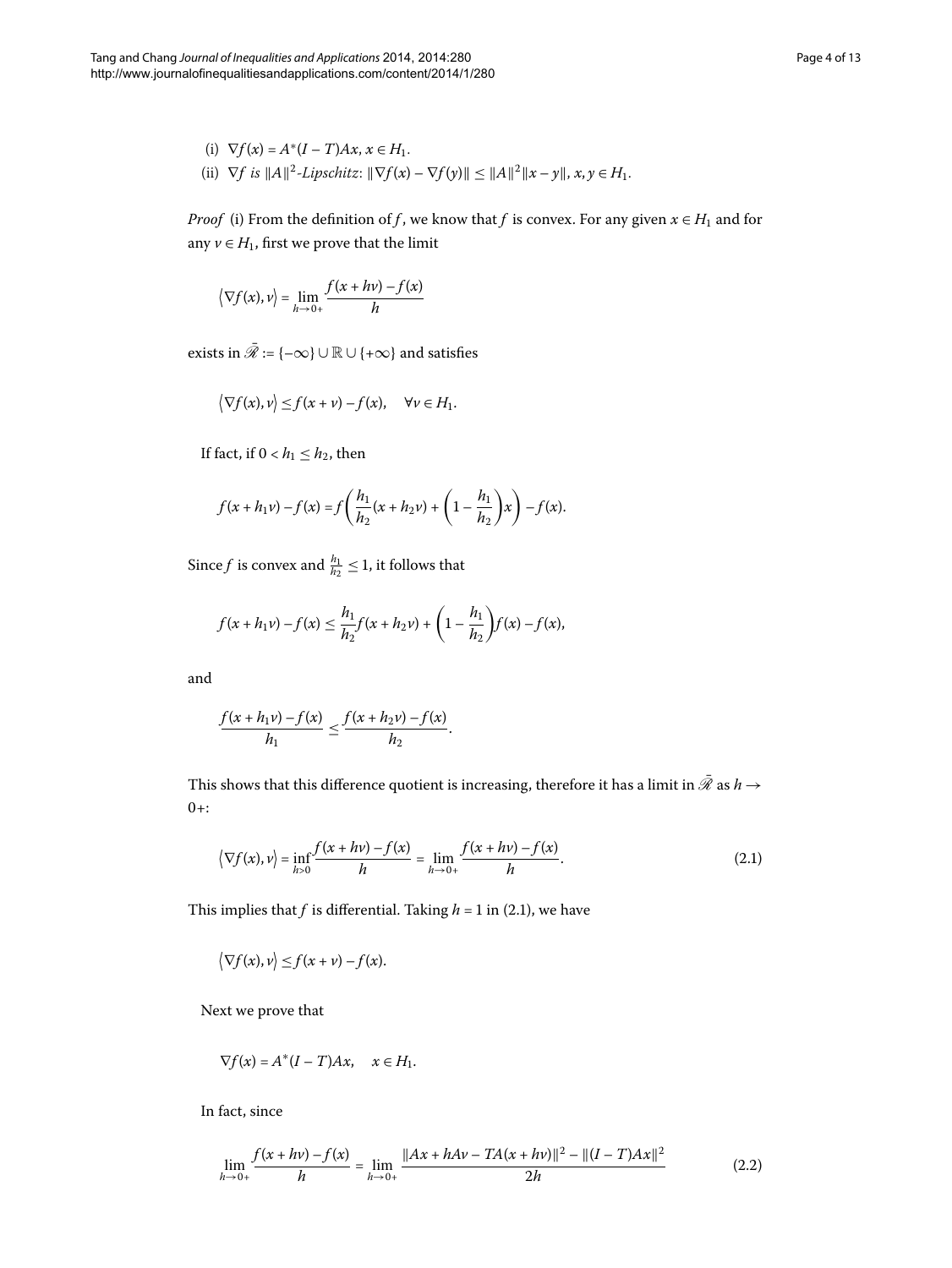(i) $\nabla f(x) = A^*(I - T)Ax$, $x \in H_1$.

(ii) $\nabla f$ *is* $\|A\|^2$*-Lipschitz*: $\|\nabla f(x) - \nabla f(y)\| \leq \|A\|^2\|x - y\|$, $x, y \in H_1$.

*Proof* (i) From the definition of $f$, we know that $f$ is convex. For any given $x \in H_1$ and for any $v \in H_1$, first we prove that the limit

$$\langle \nabla f(x), v \rangle = \lim_{h \to 0+} \frac{f(x + hv) - f(x)}{h}$$

exists in $\bar{\mathscr{R}} := \{-\infty\} \cup \mathbb{R} \cup \{+\infty\}$ and satisfies

$$\langle \nabla f(x), v \rangle \leq f(x + v) - f(x), \quad \forall v \in H_1.$$

If fact, if $0 < h_1 \leq h_2$, then

$$f(x + h_1 v) - f(x) = f\left(\frac{h_1}{h_2}(x + h_2 v) + \left(1 - \frac{h_1}{h_2}\right)x\right) - f(x).$$

Since $f$ is convex and $\frac{h_1}{h_2} \leq 1$, it follows that

$$f(x + h_1 v) - f(x) \leq \frac{h_1}{h_2} f(x + h_2 v) + \left(1 - \frac{h_1}{h_2}\right) f(x) - f(x),$$

and

$$\frac{f(x + h_1 v) - f(x)}{h_1} \leq \frac{f(x + h_2 v) - f(x)}{h_2}.$$

This shows that this difference quotient is increasing, therefore it has a limit in $\bar{\mathscr{R}}$ as $h \to 0+$:

$$\langle \nabla f(x), v \rangle = \inf_{h>0} \frac{f(x + hv) - f(x)}{h} = \lim_{h \to 0+} \frac{f(x + hv) - f(x)}{h}. \tag{2.1}$$

This implies that $f$ is differential. Taking $h = 1$ in (2.1), we have

$$\langle \nabla f(x), v \rangle \leq f(x + v) - f(x).$$

Next we prove that

$$\nabla f(x) = A^*(I - T)Ax, \quad x \in H_1.$$

In fact, since

$$\lim_{h \to 0+} \frac{f(x + hv) - f(x)}{h} = \lim_{h \to 0+} \frac{\|Ax + hAv - TA(x + hv)\|^2 - \|(I - T)Ax\|^2}{2h} \tag{2.2}$$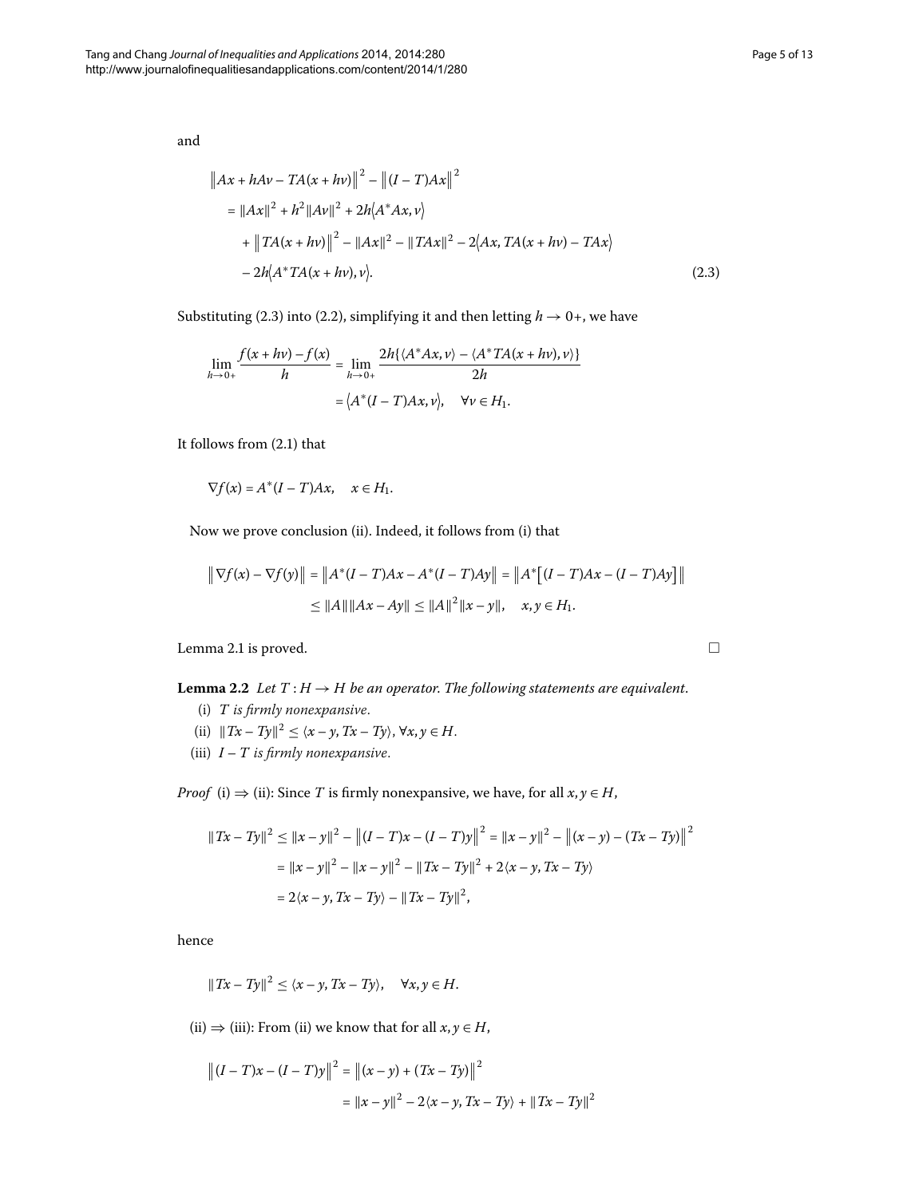and

$$
\begin{aligned}
&\left\|Ax + hAv - TA(x + hv)\right\|^2 - \left\|(I - T)Ax\right\|^2 \\
&\quad = \|Ax\|^2 + h^2\|Av\|^2 + 2h\langle A^*Ax, v\rangle \\
&\qquad + \left\|TA(x + hv)\right\|^2 - \|Ax\|^2 - \|TAx\|^2 - 2\langle Ax, TA(x + hv) - TAx\rangle \\
&\qquad - 2h\langle A^*TA(x + hv), v\rangle.
\end{aligned} \tag{2.3}
$$

Substituting (2.3) into (2.2), simplifying it and then letting $h \to 0+$, we have

$$
\begin{aligned}
\lim_{h\to 0+} \frac{f(x + hv) - f(x)}{h} &= \lim_{h\to 0+} \frac{2h\{\langle A^*Ax, v\rangle - \langle A^*TA(x + hv), v\rangle\}}{2h} \\
&= \langle A^*(I - T)Ax, v\rangle, \quad \forall v \in H_1.
\end{aligned}
$$

It follows from (2.1) that

$$
\nabla f(x) = A^*(I - T)Ax, \quad x \in H_1.
$$

Now we prove conclusion (ii). Indeed, it follows from (i) that

$$
\begin{aligned}
\left\|\nabla f(x) - \nabla f(y)\right\| &= \left\|A^*(I - T)Ax - A^*(I - T)Ay\right\| = \left\|A^*\left[(I - T)Ax - (I - T)Ay\right]\right\| \\
&\le \|A\|\|Ax - Ay\| \le \|A\|^2\|x - y\|, \quad x, y \in H_1.
\end{aligned}
$$

Lemma 2.1 is proved. □

**Lemma 2.2** *Let $T : H \to H$ be an operator. The following statements are equivalent.*

(i) *$T$ is firmly nonexpansive.*

(ii) *$\|Tx - Ty\|^2 \le \langle x - y, Tx - Ty\rangle$, $\forall x, y \in H$.*

(iii) *$I - T$ is firmly nonexpansive.*

*Proof* (i) ⇒ (ii): Since $T$ is firmly nonexpansive, we have, for all $x, y \in H$,

$$
\begin{aligned}
\|Tx - Ty\|^2 &\le \|x - y\|^2 - \left\|(I - T)x - (I - T)y\right\|^2 = \|x - y\|^2 - \left\|(x - y) - (Tx - Ty)\right\|^2 \\
&= \|x - y\|^2 - \|x - y\|^2 - \|Tx - Ty\|^2 + 2\langle x - y, Tx - Ty\rangle \\
&= 2\langle x - y, Tx - Ty\rangle - \|Tx - Ty\|^2,
\end{aligned}
$$

hence

$$
\|Tx - Ty\|^2 \le \langle x - y, Tx - Ty\rangle, \quad \forall x, y \in H.
$$

(ii) ⇒ (iii): From (ii) we know that for all $x, y \in H$,

$$
\begin{aligned}
\left\|(I - T)x - (I - T)y\right\|^2 &= \left\|(x - y) + (Tx - Ty)\right\|^2 \\
&= \|x - y\|^2 - 2\langle x - y, Tx - Ty\rangle + \|Tx - Ty\|^2
\end{aligned}
$$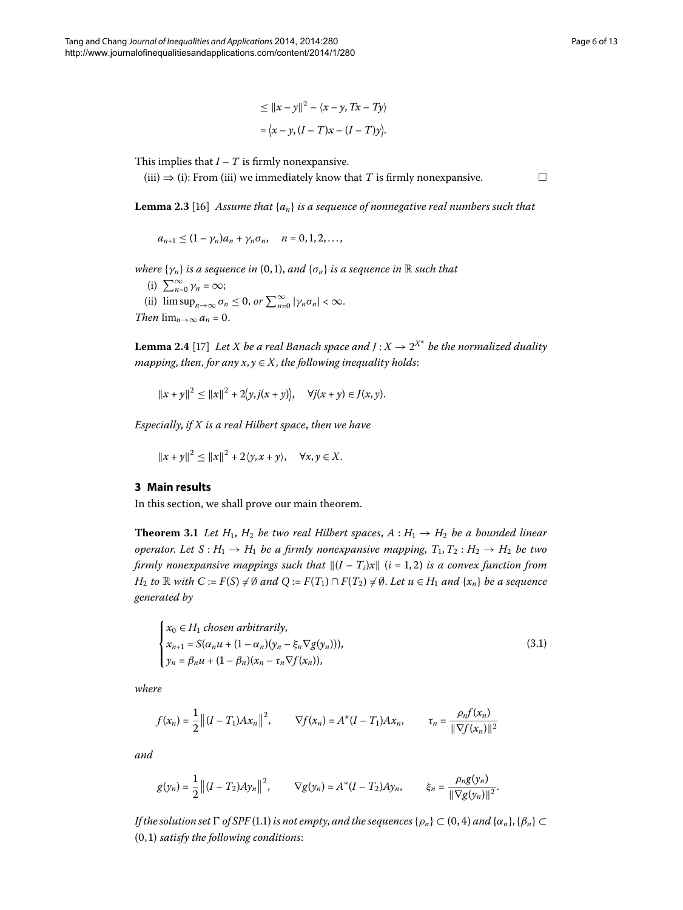$$\leq \|x-y\|^2 - \langle x-y, Tx-Ty\rangle$$

$$= \langle x-y, (I-T)x-(I-T)y\rangle.$$

This implies that $I-T$ is firmly nonexpansive.

(iii) $\Rightarrow$ (i): From (iii) we immediately know that $T$ is firmly nonexpansive. □

**Lemma 2.3** [16] *Assume that* $\{a_n\}$ *is a sequence of nonnegative real numbers such that*

$$a_{n+1} \leq (1-\gamma_n)a_n + \gamma_n\sigma_n, \quad n = 0,1,2,\dots,$$

*where* $\{\gamma_n\}$ *is a sequence in* $(0,1)$, *and* $\{\sigma_n\}$ *is a sequence in* $\mathbb{R}$ *such that*

(i) $\sum_{n=0}^{\infty}\gamma_n = \infty$;

(ii) $\limsup_{n\to\infty}\sigma_n \leq 0$, *or* $\sum_{n=0}^{\infty}|\gamma_n\sigma_n| < \infty$.

*Then* $\lim_{n\to\infty} a_n = 0$.

**Lemma 2.4** [17] *Let* $X$ *be a real Banach space and* $J : X \to 2^{X^*}$ *be the normalized duality mapping, then, for any* $x, y \in X$, *the following inequality holds*:

$$\|x+y\|^2 \leq \|x\|^2 + 2\langle y, j(x+y)\rangle, \quad \forall j(x+y) \in J(x,y).$$

*Especially, if* $X$ *is a real Hilbert space, then we have*

$$\|x+y\|^2 \leq \|x\|^2 + 2\langle y, x+y\rangle, \quad \forall x,y \in X.$$

## 3 Main results

In this section, we shall prove our main theorem.

**Theorem 3.1** *Let* $H_1$, $H_2$ *be two real Hilbert spaces*, $A : H_1 \to H_2$ *be a bounded linear operator. Let* $S : H_1 \to H_1$ *be a firmly nonexpansive mapping,* $T_1, T_2 : H_2 \to H_2$ *be two firmly nonexpansive mappings such that* $\|(I-T_i)x\|$ $(i = 1,2)$ *is a convex function from* $H_2$ *to* $\mathbb{R}$ *with* $C := F(S) \neq \emptyset$ *and* $Q := F(T_1) \cap F(T_2) \neq \emptyset$. *Let* $u \in H_1$ *and* $\{x_n\}$ *be a sequence generated by*

$$\begin{cases} x_0 \in H_1 \text{ chosen arbitrarily}, \\ x_{n+1} = S(\alpha_n u + (1-\alpha_n)(y_n - \xi_n \nabla g(y_n))), \\ y_n = \beta_n u + (1-\beta_n)(x_n - \tau_n \nabla f(x_n)), \end{cases} \tag{3.1}$$

*where*

$$f(x_n) = \frac{1}{2}\|(I-T_1)Ax_n\|^2, \qquad \nabla f(x_n) = A^*(I-T_1)Ax_n, \qquad \tau_n = \frac{\rho_n f(x_n)}{\|\nabla f(x_n)\|^2}$$

*and*

$$g(y_n) = \frac{1}{2}\|(I-T_2)Ay_n\|^2, \qquad \nabla g(y_n) = A^*(I-T_2)Ay_n, \qquad \xi_n = \frac{\rho_n g(y_n)}{\|\nabla g(y_n)\|^2}.$$

*If the solution set* $\Gamma$ *of SPF* (1.1) *is not empty, and the sequences* $\{\rho_n\} \subset (0,4)$ *and* $\{\alpha_n\}, \{\beta_n\} \subset (0,1)$ *satisfy the following conditions*: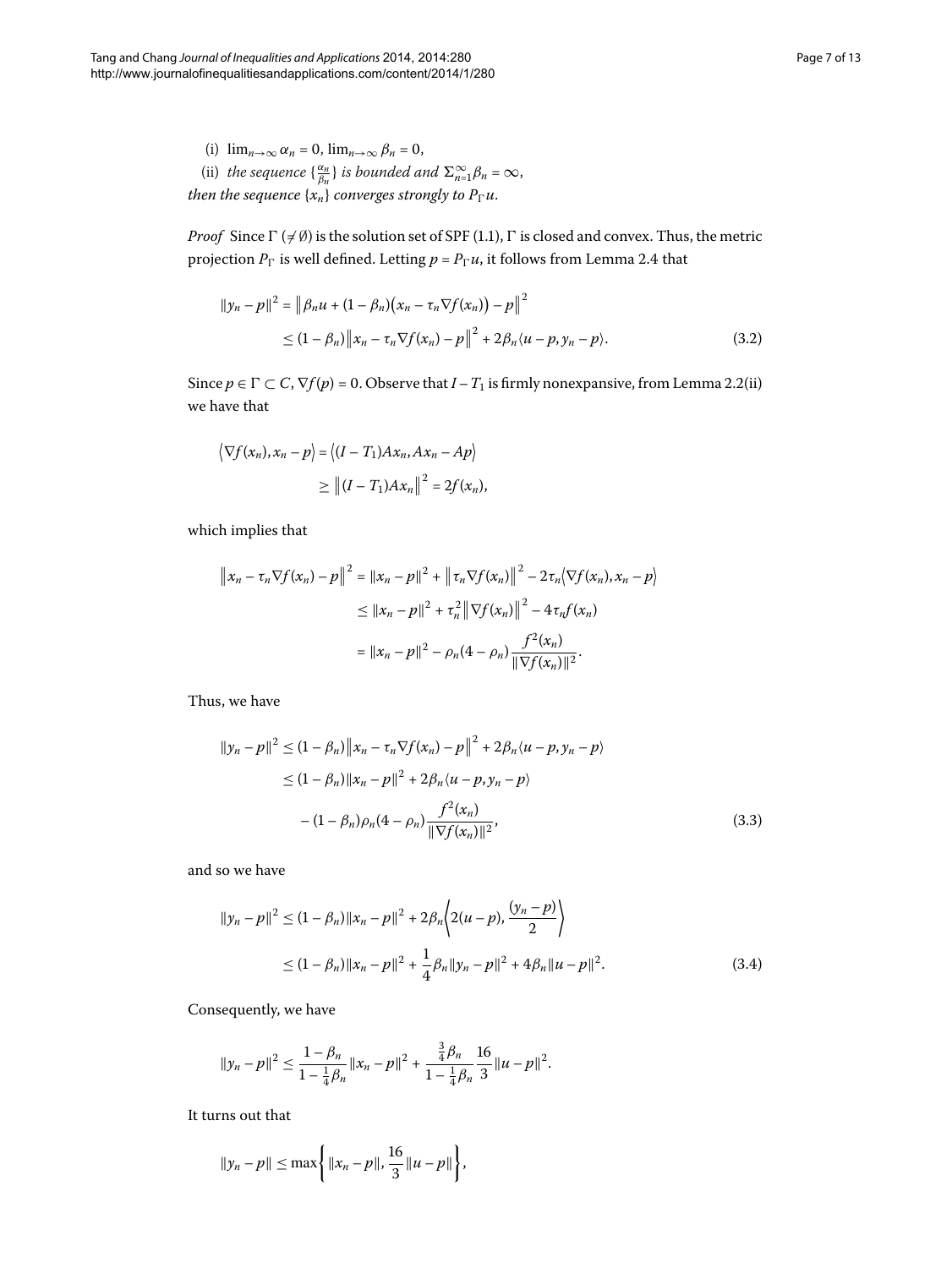(i) $\lim_{n\to\infty} \alpha_n = 0$, $\lim_{n\to\infty} \beta_n = 0$,

(ii) *the sequence* $\{\frac{\alpha_n}{\beta_n}\}$ *is bounded and* $\Sigma_{n=1}^{\infty}\beta_n = \infty$,

*then the sequence* $\{x_n\}$ *converges strongly to* $P_\Gamma u$.

*Proof* Since $\Gamma$ ($\neq \emptyset$) is the solution set of SPF (1.1), $\Gamma$ is closed and convex. Thus, the metric projection $P_\Gamma$ is well defined. Letting $p = P_\Gamma u$, it follows from Lemma 2.4 that

$$\begin{aligned}
\|y_n - p\|^2 &= \big\|\beta_n u + (1-\beta_n)\big(x_n - \tau_n \nabla f(x_n)\big) - p\big\|^2 \\
&\leq (1-\beta_n)\big\|x_n - \tau_n \nabla f(x_n) - p\big\|^2 + 2\beta_n\langle u - p, y_n - p\rangle.
\end{aligned} \tag{3.2}$$

Since $p \in \Gamma \subset C$, $\nabla f(p) = 0$. Observe that $I - T_1$ is firmly nonexpansive, from Lemma 2.2(ii) we have that

$$\begin{aligned}
\big\langle \nabla f(x_n), x_n - p\big\rangle &= \big\langle (I - T_1)Ax_n, Ax_n - Ap\big\rangle \\
&\geq \big\|(I - T_1)Ax_n\big\|^2 = 2f(x_n),
\end{aligned}$$

which implies that

$$\begin{aligned}
\big\|x_n - \tau_n \nabla f(x_n) - p\big\|^2 &= \|x_n - p\|^2 + \big\|\tau_n \nabla f(x_n)\big\|^2 - 2\tau_n\big\langle \nabla f(x_n), x_n - p\big\rangle \\
&\leq \|x_n - p\|^2 + \tau_n^2\big\|\nabla f(x_n)\big\|^2 - 4\tau_n f(x_n) \\
&= \|x_n - p\|^2 - \rho_n(4 - \rho_n)\frac{f^2(x_n)}{\|\nabla f(x_n)\|^2}.
\end{aligned}$$

Thus, we have

$$\begin{aligned}
\|y_n - p\|^2 &\leq (1-\beta_n)\big\|x_n - \tau_n \nabla f(x_n) - p\big\|^2 + 2\beta_n\langle u - p, y_n - p\rangle \\
&\leq (1-\beta_n)\|x_n - p\|^2 + 2\beta_n\langle u - p, y_n - p\rangle \\
&\quad - (1-\beta_n)\rho_n(4 - \rho_n)\frac{f^2(x_n)}{\|\nabla f(x_n)\|^2},
\end{aligned} \tag{3.3}$$

and so we have

$$\begin{aligned}
\|y_n - p\|^2 &\leq (1-\beta_n)\|x_n - p\|^2 + 2\beta_n\left\langle 2(u - p), \frac{(y_n - p)}{2}\right\rangle \\
&\leq (1-\beta_n)\|x_n - p\|^2 + \frac{1}{4}\beta_n\|y_n - p\|^2 + 4\beta_n\|u - p\|^2.
\end{aligned} \tag{3.4}$$

Consequently, we have

$$\|y_n - p\|^2 \leq \frac{1-\beta_n}{1-\frac{1}{4}\beta_n}\|x_n - p\|^2 + \frac{\frac{3}{4}\beta_n}{1-\frac{1}{4}\beta_n}\frac{16}{3}\|u - p\|^2.$$

It turns out that

$$\|y_n - p\| \leq \max\left\{\|x_n - p\|, \frac{16}{3}\|u - p\|\right\},$$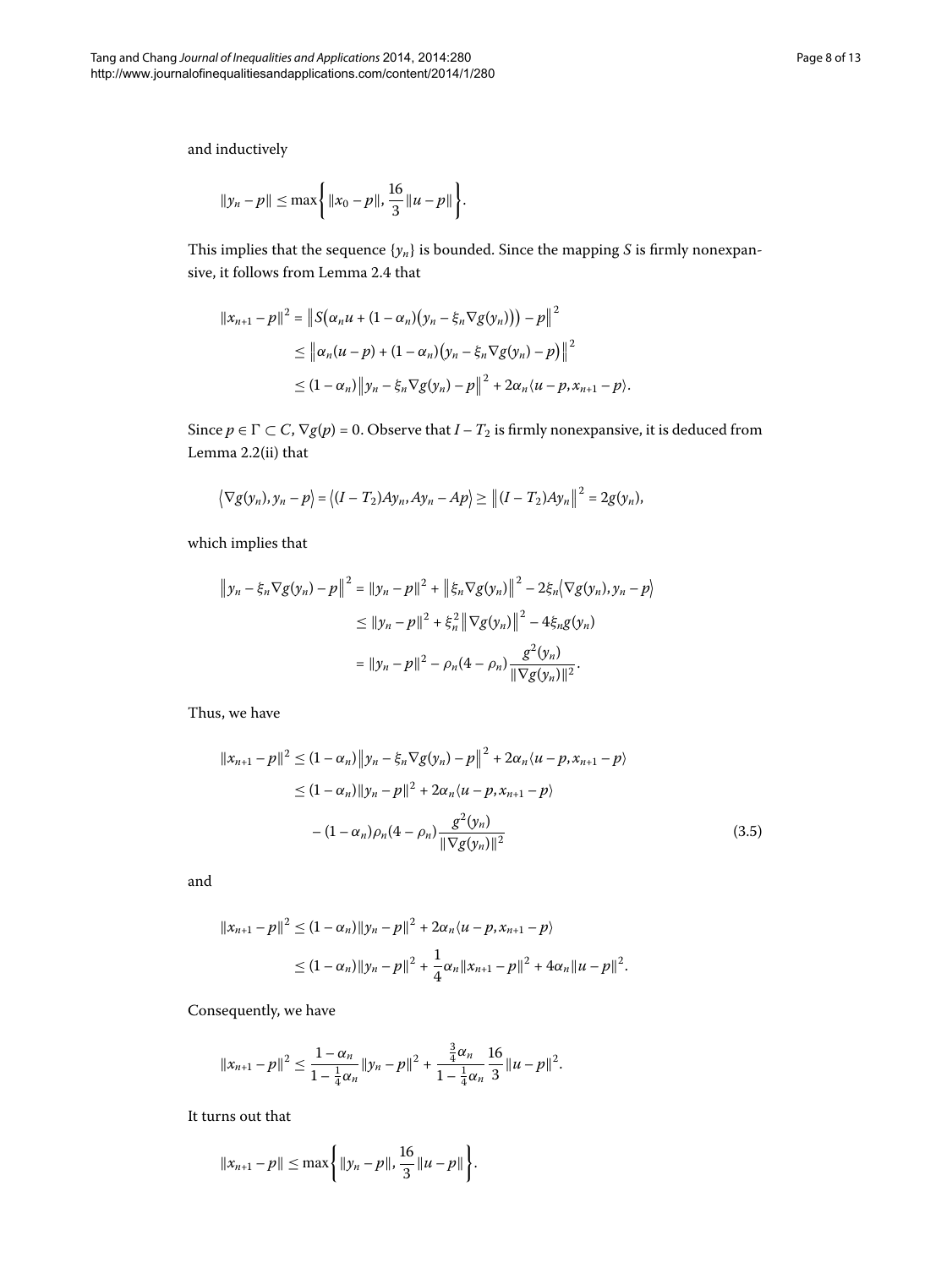and inductively

$$\|y_n - p\| \le \max\left\{ \|x_0 - p\|, \frac{16}{3}\|u - p\| \right\}.$$

This implies that the sequence $\{y_n\}$ is bounded. Since the mapping $S$ is firmly nonexpansive, it follows from Lemma 2.4 that

$$\begin{aligned}
\|x_{n+1} - p\|^2 &= \left\| S\big(\alpha_n u + (1-\alpha_n)\big(y_n - \xi_n \nabla g(y_n)\big)\big) - p \right\|^2 \\
&\le \left\| \alpha_n(u - p) + (1-\alpha_n)\big(y_n - \xi_n \nabla g(y_n) - p\big) \right\|^2 \\
&\le (1-\alpha_n)\left\| y_n - \xi_n \nabla g(y_n) - p \right\|^2 + 2\alpha_n \langle u - p, x_{n+1} - p\rangle.
\end{aligned}$$

Since $p \in \Gamma \subset C$, $\nabla g(p) = 0$. Observe that $I - T_2$ is firmly nonexpansive, it is deduced from Lemma 2.2(ii) that

$$\left\langle \nabla g(y_n), y_n - p \right\rangle = \left\langle (I - T_2)Ay_n, Ay_n - Ap \right\rangle \ge \left\| (I - T_2)Ay_n \right\|^2 = 2g(y_n),$$

which implies that

$$\begin{aligned}
\left\| y_n - \xi_n \nabla g(y_n) - p \right\|^2 &= \|y_n - p\|^2 + \left\| \xi_n \nabla g(y_n) \right\|^2 - 2\xi_n \left\langle \nabla g(y_n), y_n - p \right\rangle \\
&\le \|y_n - p\|^2 + \xi_n^2 \left\| \nabla g(y_n) \right\|^2 - 4\xi_n g(y_n) \\
&= \|y_n - p\|^2 - \rho_n(4 - \rho_n)\frac{g^2(y_n)}{\|\nabla g(y_n)\|^2}.
\end{aligned}$$

Thus, we have

$$\begin{aligned}
\|x_{n+1} - p\|^2 &\le (1-\alpha_n)\left\| y_n - \xi_n \nabla g(y_n) - p \right\|^2 + 2\alpha_n \langle u - p, x_{n+1} - p\rangle \\
&\le (1-\alpha_n)\|y_n - p\|^2 + 2\alpha_n \langle u - p, x_{n+1} - p\rangle \\
&\quad - (1-\alpha_n)\rho_n(4 - \rho_n)\frac{g^2(y_n)}{\|\nabla g(y_n)\|^2}
\end{aligned} \tag{3.5}$$

and

$$\begin{aligned}
\|x_{n+1} - p\|^2 &\le (1-\alpha_n)\|y_n - p\|^2 + 2\alpha_n \langle u - p, x_{n+1} - p\rangle \\
&\le (1-\alpha_n)\|y_n - p\|^2 + \frac{1}{4}\alpha_n \|x_{n+1} - p\|^2 + 4\alpha_n \|u - p\|^2.
\end{aligned}$$

Consequently, we have

$$\|x_{n+1} - p\|^2 \le \frac{1-\alpha_n}{1 - \frac{1}{4}\alpha_n}\|y_n - p\|^2 + \frac{\frac{3}{4}\alpha_n}{1 - \frac{1}{4}\alpha_n}\frac{16}{3}\|u - p\|^2.$$

It turns out that

$$\|x_{n+1} - p\| \le \max\left\{ \|y_n - p\|, \frac{16}{3}\|u - p\| \right\}.$$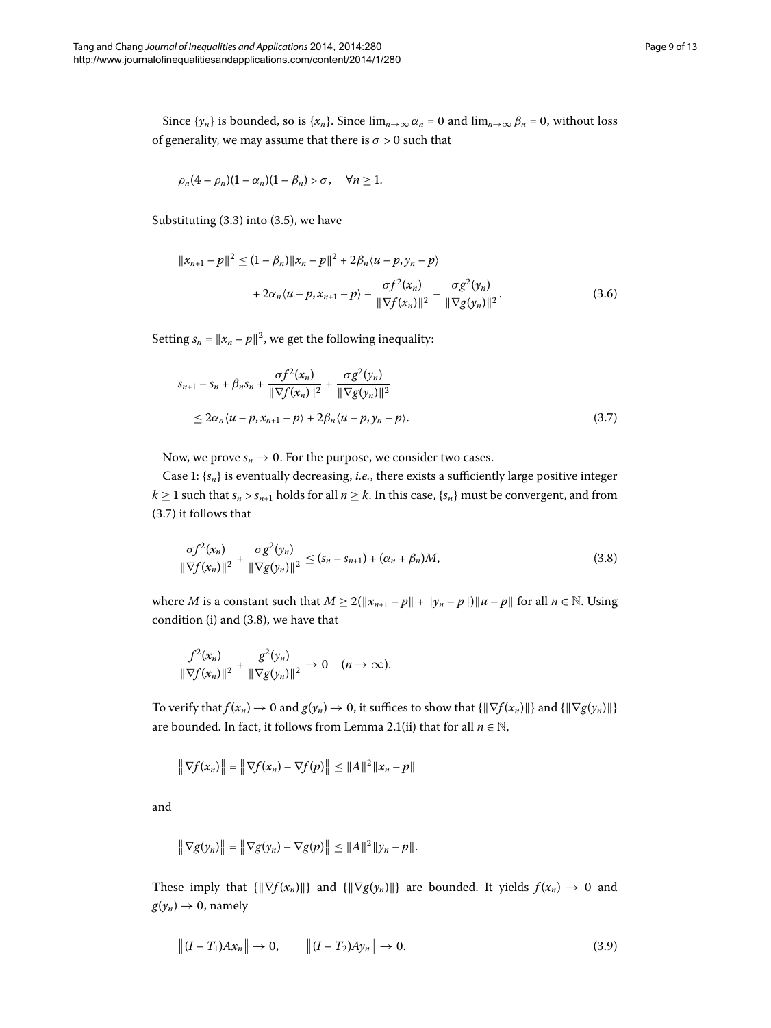Since $\{y_n\}$ is bounded, so is $\{x_n\}$. Since $\lim_{n\to\infty} \alpha_n = 0$ and $\lim_{n\to\infty} \beta_n = 0$, without loss of generality, we may assume that there is $\sigma > 0$ such that

$$\rho_n(4-\rho_n)(1-\alpha_n)(1-\beta_n) > \sigma, \quad \forall n \geq 1.$$

Substituting (3.3) into (3.5), we have

$$\begin{aligned}\|x_{n+1}-p\|^2 &\leq (1-\beta_n)\|x_n-p\|^2 + 2\beta_n\langle u-p, y_n-p\rangle \\ &\quad + 2\alpha_n\langle u-p, x_{n+1}-p\rangle - \frac{\sigma f^2(x_n)}{\|\nabla f(x_n)\|^2} - \frac{\sigma g^2(y_n)}{\|\nabla g(y_n)\|^2}. \end{aligned} \tag{3.6}$$

Setting $s_n = \|x_n - p\|^2$, we get the following inequality:

$$\begin{aligned} & s_{n+1} - s_n + \beta_n s_n + \frac{\sigma f^2(x_n)}{\|\nabla f(x_n)\|^2} + \frac{\sigma g^2(y_n)}{\|\nabla g(y_n)\|^2} \\ &\quad \leq 2\alpha_n\langle u-p, x_{n+1}-p\rangle + 2\beta_n\langle u-p, y_n-p\rangle. \end{aligned} \tag{3.7}$$

Now, we prove $s_n \to 0$. For the purpose, we consider two cases.

Case 1: $\{s_n\}$ is eventually decreasing, *i.e.*, there exists a sufficiently large positive integer $k \geq 1$ such that $s_n > s_{n+1}$ holds for all $n \geq k$. In this case, $\{s_n\}$ must be convergent, and from (3.7) it follows that

$$\frac{\sigma f^2(x_n)}{\|\nabla f(x_n)\|^2} + \frac{\sigma g^2(y_n)}{\|\nabla g(y_n)\|^2} \leq (s_n - s_{n+1}) + (\alpha_n + \beta_n)M, \tag{3.8}$$

where $M$ is a constant such that $M \geq 2(\|x_{n+1}-p\| + \|y_n - p\|)\|u-p\|$ for all $n \in \mathbb{N}$. Using condition (i) and (3.8), we have that

$$\frac{f^2(x_n)}{\|\nabla f(x_n)\|^2} + \frac{g^2(y_n)}{\|\nabla g(y_n)\|^2} \to 0 \quad (n \to \infty).$$

To verify that $f(x_n) \to 0$ and $g(y_n) \to 0$, it suffices to show that $\{\|\nabla f(x_n)\|\}$ and $\{\|\nabla g(y_n)\|\}$ are bounded. In fact, it follows from Lemma 2.1(ii) that for all $n \in \mathbb{N}$,

$$\|\nabla f(x_n)\| = \|\nabla f(x_n) - \nabla f(p)\| \leq \|A\|^2\|x_n - p\|$$

and

$$\|\nabla g(y_n)\| = \|\nabla g(y_n) - \nabla g(p)\| \leq \|A\|^2\|y_n - p\|.$$

These imply that $\{\|\nabla f(x_n)\|\}$ and $\{\|\nabla g(y_n)\|\}$ are bounded. It yields $f(x_n) \to 0$ and $g(y_n) \to 0$, namely

$$\|(I-T_1)Ax_n\| \to 0, \qquad \|(I-T_2)Ay_n\| \to 0. \tag{3.9}$$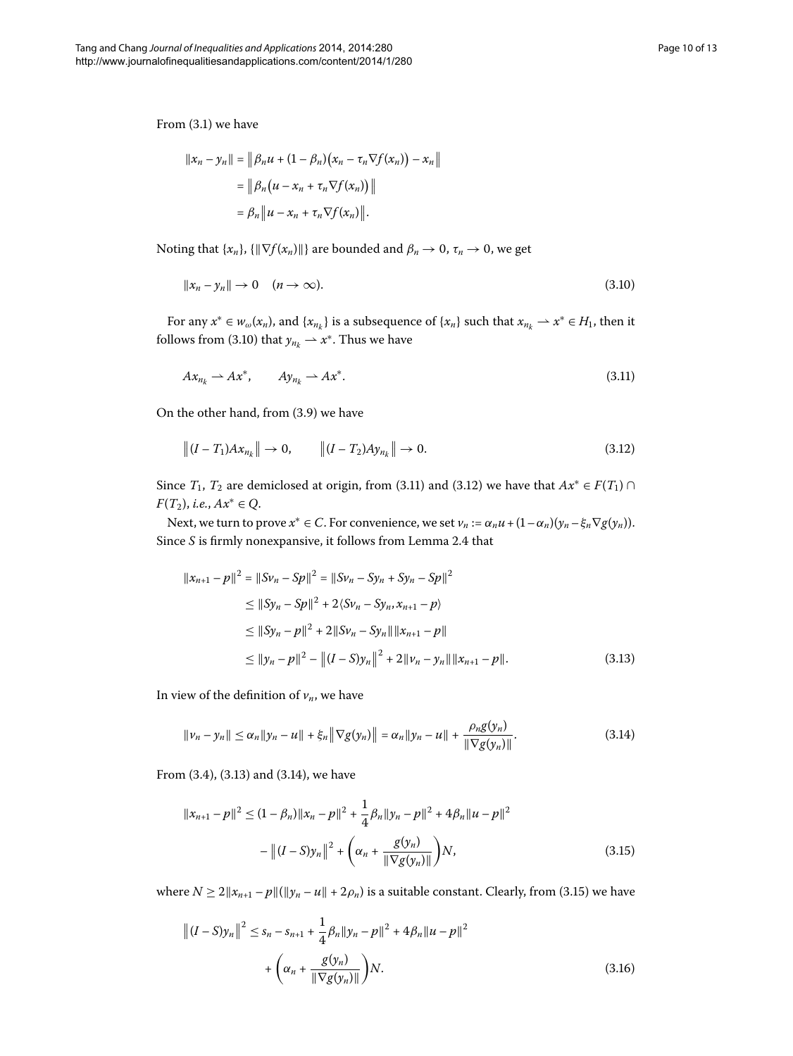From (3.1) we have

$$
\begin{aligned}
\|x_n - y_n\| &= \bigl\| \beta_n u + (1-\beta_n)\bigl(x_n - \tau_n \nabla f(x_n)\bigr) - x_n \bigr\| \\
&= \bigl\| \beta_n \bigl(u - x_n + \tau_n \nabla f(x_n)\bigr) \bigr\| \\
&= \beta_n \bigl\| u - x_n + \tau_n \nabla f(x_n) \bigr\|.
\end{aligned}
$$

Noting that $\{x_n\}$, $\{\|\nabla f(x_n)\|\}$ are bounded and $\beta_n \to 0$, $\tau_n \to 0$, we get

$$
\|x_n - y_n\| \to 0 \quad (n \to \infty). \tag{3.10}
$$

For any $x^* \in w_\omega(x_n)$, and $\{x_{n_k}\}$ is a subsequence of $\{x_n\}$ such that $x_{n_k} \rightharpoonup x^* \in H_1$, then it follows from (3.10) that $y_{n_k} \rightharpoonup x^*$. Thus we have

$$
Ax_{n_k} \rightharpoonup Ax^*, \qquad Ay_{n_k} \rightharpoonup Ax^*. \tag{3.11}
$$

On the other hand, from (3.9) we have

$$
\bigl\| (I - T_1)Ax_{n_k} \bigr\| \to 0, \qquad \bigl\| (I - T_2)Ay_{n_k} \bigr\| \to 0. \tag{3.12}
$$

Since $T_1$, $T_2$ are demiclosed at origin, from (3.11) and (3.12) we have that $Ax^* \in F(T_1) \cap F(T_2)$, *i.e.*, $Ax^* \in Q$.

Next, we turn to prove $x^* \in C$. For convenience, we set $v_n := \alpha_n u + (1-\alpha_n)(y_n - \xi_n \nabla g(y_n))$. Since $S$ is firmly nonexpansive, it follows from Lemma 2.4 that

$$
\begin{aligned}
\|x_{n+1} - p\|^2 &= \|Sv_n - Sp\|^2 = \|Sv_n - Sy_n + Sy_n - Sp\|^2 \\
&\le \|Sy_n - Sp\|^2 + 2\langle Sv_n - Sy_n, x_{n+1} - p\rangle \\
&\le \|Sy_n - p\|^2 + 2\|Sv_n - Sy_n\| \|x_{n+1} - p\| \\
&\le \|y_n - p\|^2 - \bigl\| (I - S)y_n \bigr\|^2 + 2\|v_n - y_n\| \|x_{n+1} - p\|.
\end{aligned} \tag{3.13}
$$

In view of the definition of $v_n$, we have

$$
\|v_n - y_n\| \le \alpha_n \|y_n - u\| + \xi_n \bigl\| \nabla g(y_n) \bigr\| = \alpha_n \|y_n - u\| + \frac{\rho_n g(y_n)}{\|\nabla g(y_n)\|}. \tag{3.14}
$$

From (3.4), (3.13) and (3.14), we have

$$
\begin{aligned}
\|x_{n+1} - p\|^2 &\le (1-\beta_n)\|x_n - p\|^2 + \frac{1}{4}\beta_n \|y_n - p\|^2 + 4\beta_n \|u - p\|^2 \\
&\quad - \bigl\| (I - S)y_n \bigr\|^2 + \left( \alpha_n + \frac{g(y_n)}{\|\nabla g(y_n)\|} \right) N,
\end{aligned} \tag{3.15}
$$

where $N \ge 2\|x_{n+1} - p\|(\|y_n - u\| + 2\rho_n)$ is a suitable constant. Clearly, from (3.15) we have

$$
\begin{aligned}
\bigl\| (I - S)y_n \bigr\|^2 &\le s_n - s_{n+1} + \frac{1}{4}\beta_n \|y_n - p\|^2 + 4\beta_n \|u - p\|^2 \\
&\quad + \left( \alpha_n + \frac{g(y_n)}{\|\nabla g(y_n)\|} \right) N.
\end{aligned} \tag{3.16}
$$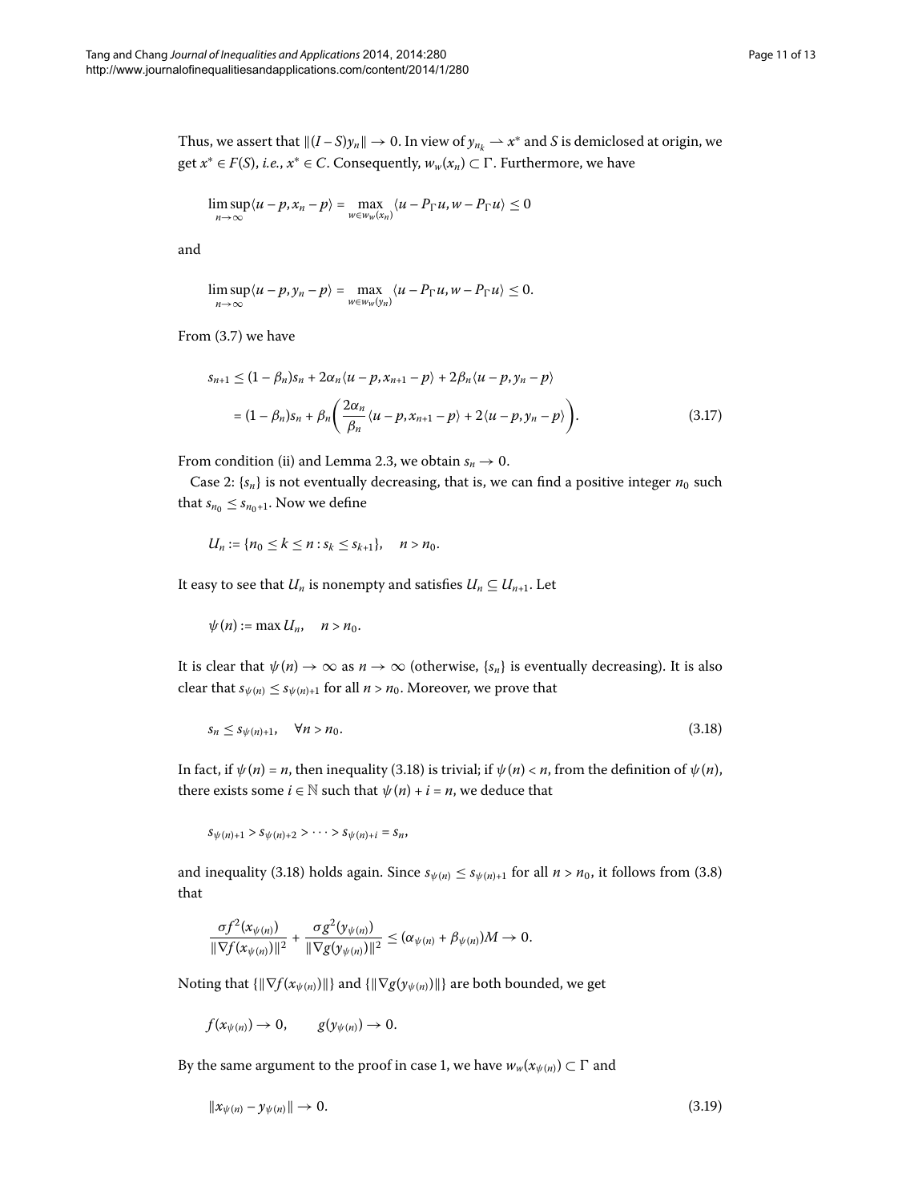Thus, we assert that $\|(I-S)y_n\| \to 0$. In view of $y_{n_k} \rightharpoonup x^*$ and $S$ is demiclosed at origin, we get $x^* \in F(S)$, *i.e.*, $x^* \in C$. Consequently, $w_w(x_n) \subset \Gamma$. Furthermore, we have

$$\limsup_{n\to\infty} \langle u - p, x_n - p \rangle = \max_{w \in w_w(x_n)} \langle u - P_\Gamma u, w - P_\Gamma u \rangle \le 0$$

and

$$\limsup_{n\to\infty} \langle u - p, y_n - p \rangle = \max_{w \in w_w(y_n)} \langle u - P_\Gamma u, w - P_\Gamma u \rangle \le 0.$$

From (3.7) we have

$$\begin{aligned} s_{n+1} &\le (1-\beta_n)s_n + 2\alpha_n \langle u - p, x_{n+1} - p \rangle + 2\beta_n \langle u - p, y_n - p \rangle \\ &= (1-\beta_n)s_n + \beta_n \left( \frac{2\alpha_n}{\beta_n} \langle u - p, x_{n+1} - p \rangle + 2\langle u - p, y_n - p \rangle \right). \end{aligned} \tag{3.17}$$

From condition (ii) and Lemma 2.3, we obtain $s_n \to 0$.

Case 2: $\{s_n\}$ is not eventually decreasing, that is, we can find a positive integer $n_0$ such that $s_{n_0} \le s_{n_0+1}$. Now we define

$$U_n := \{n_0 \le k \le n : s_k \le s_{k+1}\}, \quad n > n_0.$$

It easy to see that $U_n$ is nonempty and satisfies $U_n \subseteq U_{n+1}$. Let

$$\psi(n) := \max U_n, \quad n > n_0.$$

It is clear that $\psi(n) \to \infty$ as $n \to \infty$ (otherwise, $\{s_n\}$ is eventually decreasing). It is also clear that $s_{\psi(n)} \le s_{\psi(n)+1}$ for all $n > n_0$. Moreover, we prove that

$$s_n \le s_{\psi(n)+1}, \quad \forall n > n_0. \tag{3.18}$$

In fact, if $\psi(n) = n$, then inequality (3.18) is trivial; if $\psi(n) < n$, from the definition of $\psi(n)$, there exists some $i \in \mathbb{N}$ such that $\psi(n) + i = n$, we deduce that

$$s_{\psi(n)+1} > s_{\psi(n)+2} > \cdots > s_{\psi(n)+i} = s_n,$$

and inequality (3.18) holds again. Since $s_{\psi(n)} \le s_{\psi(n)+1}$ for all $n > n_0$, it follows from (3.8) that

$$\frac{\sigma f^2(x_{\psi(n)})}{\|\nabla f(x_{\psi(n)})\|^2} + \frac{\sigma g^2(y_{\psi(n)})}{\|\nabla g(y_{\psi(n)})\|^2} \le (\alpha_{\psi(n)} + \beta_{\psi(n)})M \to 0.$$

Noting that $\{\|\nabla f(x_{\psi(n)})\|\}$ and $\{\|\nabla g(y_{\psi(n)})\|\}$ are both bounded, we get

$$f(x_{\psi(n)}) \to 0, \qquad g(y_{\psi(n)}) \to 0.$$

By the same argument to the proof in case 1, we have $w_w(x_{\psi(n)}) \subset \Gamma$ and

$$\|x_{\psi(n)} - y_{\psi(n)}\| \to 0. \tag{3.19}$$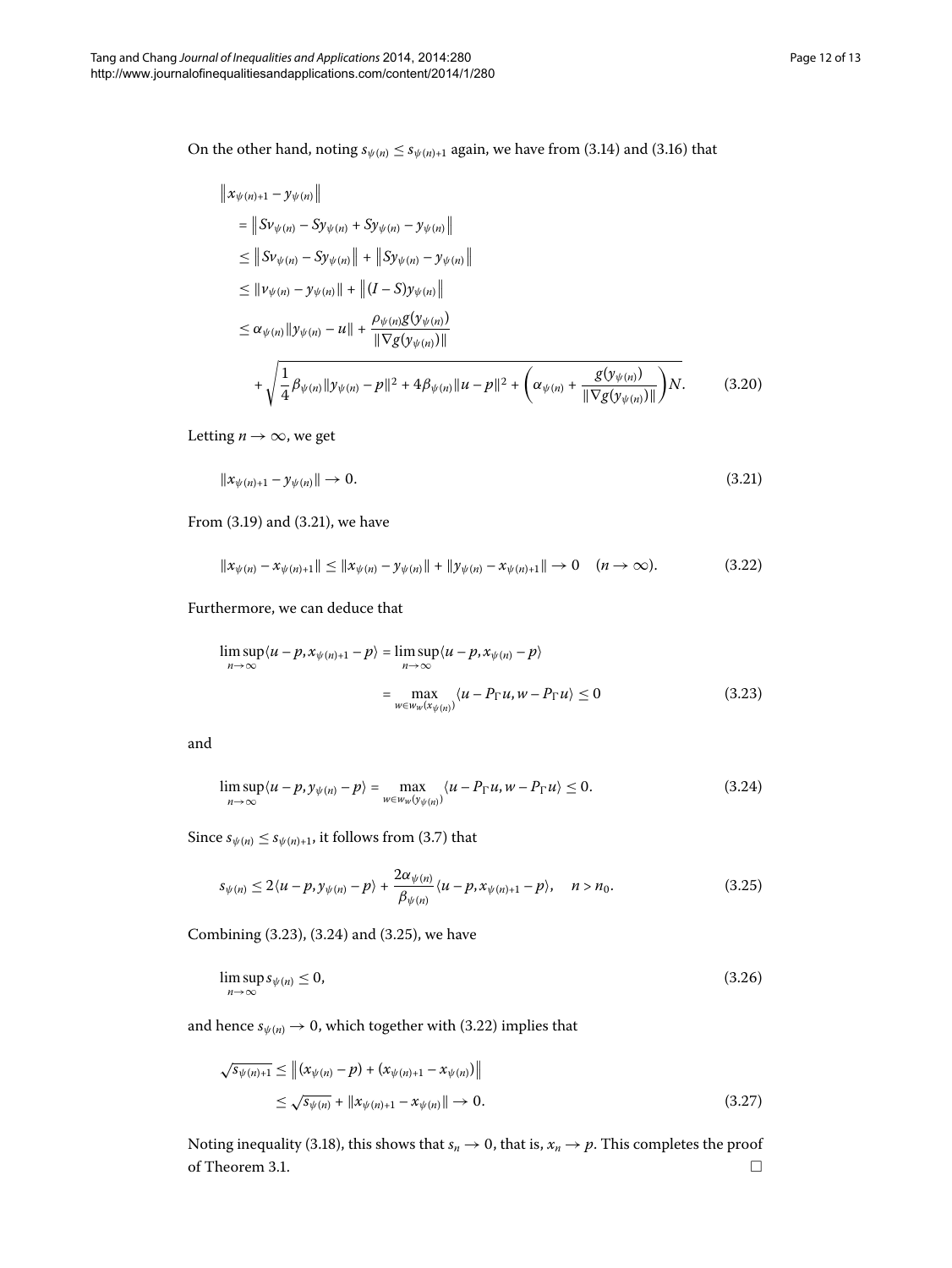On the other hand, noting $s_{\psi(n)} \le s_{\psi(n)+1}$ again, we have from (3.14) and (3.16) that

$$
\begin{aligned}
&\|x_{\psi(n)+1} - y_{\psi(n)}\| \\
&\quad = \|Sv_{\psi(n)} - Sy_{\psi(n)} + Sy_{\psi(n)} - y_{\psi(n)}\| \\
&\quad \le \|Sv_{\psi(n)} - Sy_{\psi(n)}\| + \|Sy_{\psi(n)} - y_{\psi(n)}\| \\
&\quad \le \|v_{\psi(n)} - y_{\psi(n)}\| + \|(I-S)y_{\psi(n)}\| \\
&\quad \le \alpha_{\psi(n)}\|y_{\psi(n)} - u\| + \frac{\rho_{\psi(n)} g(y_{\psi(n)})}{\|\nabla g(y_{\psi(n)})\|} \\
&\qquad + \sqrt{\frac{1}{4}\beta_{\psi(n)}\|y_{\psi(n)} - p\|^2 + 4\beta_{\psi(n)}\|u-p\|^2 + \left(\alpha_{\psi(n)} + \frac{g(y_{\psi(n)})}{\|\nabla g(y_{\psi(n)})\|}\right)N}.
\end{aligned}
\tag{3.20}
$$

Letting $n \to \infty$, we get

$$
\|x_{\psi(n)+1} - y_{\psi(n)}\| \to 0. \tag{3.21}
$$

From (3.19) and (3.21), we have

$$
\|x_{\psi(n)} - x_{\psi(n)+1}\| \le \|x_{\psi(n)} - y_{\psi(n)}\| + \|y_{\psi(n)} - x_{\psi(n)+1}\| \to 0 \quad (n \to \infty). \tag{3.22}
$$

Furthermore, we can deduce that

$$
\begin{aligned}
\limsup_{n\to\infty}\langle u-p, x_{\psi(n)+1} - p\rangle &= \limsup_{n\to\infty}\langle u-p, x_{\psi(n)} - p\rangle \\
&= \max_{w \in w_w(x_{\psi(n)})}\langle u - P_\Gamma u, w - P_\Gamma u\rangle \le 0
\end{aligned}
\tag{3.23}
$$

and

$$
\limsup_{n\to\infty}\langle u-p, y_{\psi(n)} - p\rangle = \max_{w \in w_w(y_{\psi(n)})}\langle u - P_\Gamma u, w - P_\Gamma u\rangle \le 0. \tag{3.24}
$$

Since $s_{\psi(n)} \le s_{\psi(n)+1}$, it follows from (3.7) that

$$
s_{\psi(n)} \le 2\langle u-p, y_{\psi(n)} - p\rangle + \frac{2\alpha_{\psi(n)}}{\beta_{\psi(n)}}\langle u-p, x_{\psi(n)+1} - p\rangle, \quad n > n_0. \tag{3.25}
$$

Combining (3.23), (3.24) and (3.25), we have

$$
\limsup_{n\to\infty} s_{\psi(n)} \le 0, \tag{3.26}
$$

and hence $s_{\psi(n)} \to 0$, which together with (3.22) implies that

$$
\begin{aligned}
\sqrt{s_{\psi(n)+1}} &\le \|(x_{\psi(n)} - p) + (x_{\psi(n)+1} - x_{\psi(n)})\| \\
&\le \sqrt{s_{\psi(n)}} + \|x_{\psi(n)+1} - x_{\psi(n)}\| \to 0.
\end{aligned}
\tag{3.27}
$$

Noting inequality (3.18), this shows that $s_n \to 0$, that is, $x_n \to p$. This completes the proof of Theorem 3.1. □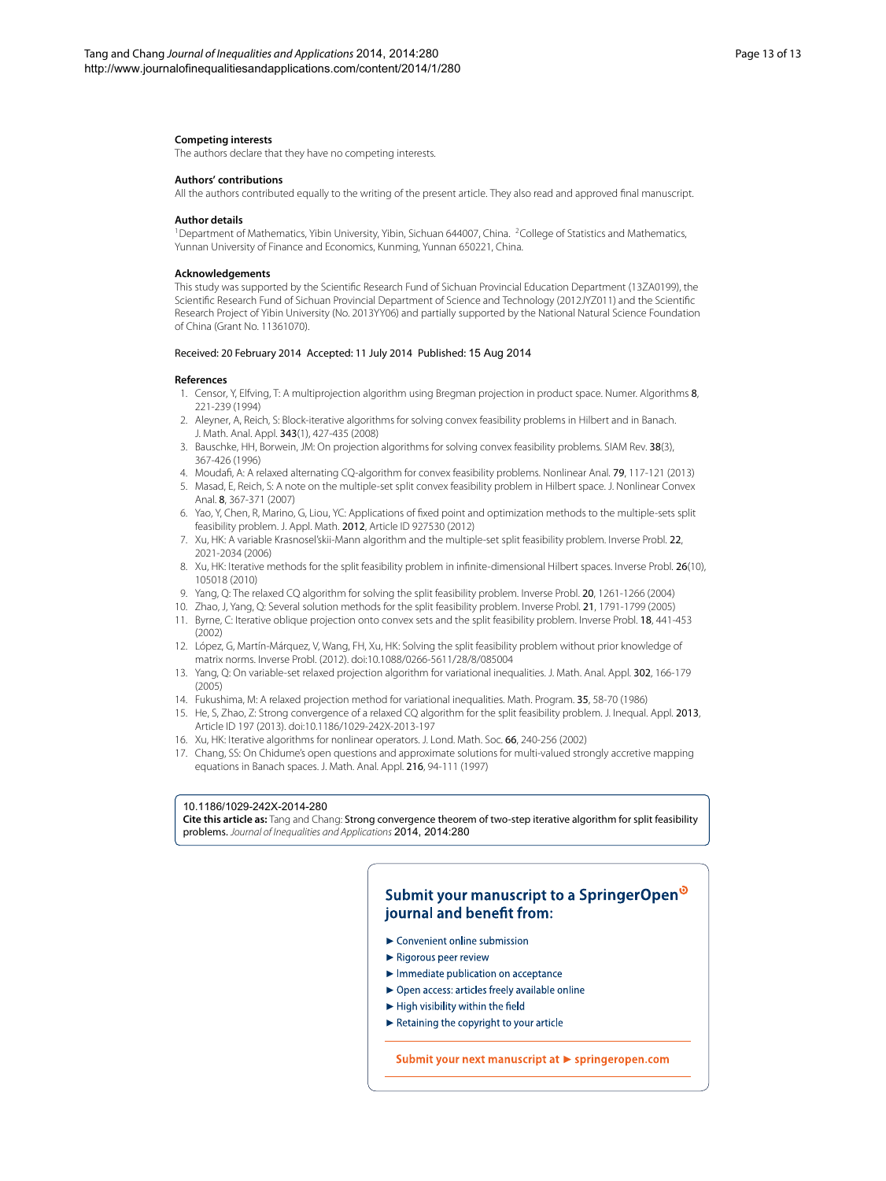#### Competing interests
The authors declare that they have no competing interests.

#### Authors' contributions
All the authors contributed equally to the writing of the present article. They also read and approved final manuscript.

#### Author details
[1]Department of Mathematics, Yibin University, Yibin, Sichuan 644007, China. [2]College of Statistics and Mathematics, Yunnan University of Finance and Economics, Kunming, Yunnan 650221, China.

#### Acknowledgements
This study was supported by the Scientific Research Fund of Sichuan Provincial Education Department (13ZA0199), the Scientific Research Fund of Sichuan Provincial Department of Science and Technology (2012JYZ011) and the Scientific Research Project of Yibin University (No. 2013YY06) and partially supported by the National Natural Science Foundation of China (Grant No. 11361070).

Received: 20 February 2014 Accepted: 11 July 2014 Published: 15 Aug 2014

#### References
1. Censor, Y, Elfving, T: A multiprojection algorithm using Bregman projection in product space. Numer. Algorithms **8**, 221-239 (1994)
2. Aleyner, A, Reich, S: Block-iterative algorithms for solving convex feasibility problems in Hilbert and in Banach. J. Math. Anal. Appl. **343**(1), 427-435 (2008)
3. Bauschke, HH, Borwein, JM: On projection algorithms for solving convex feasibility problems. SIAM Rev. **38**(3), 367-426 (1996)
4. Moudafi, A: A relaxed alternating CQ-algorithm for convex feasibility problems. Nonlinear Anal. **79**, 117-121 (2013)
5. Masad, E, Reich, S: A note on the multiple-set split convex feasibility problem in Hilbert space. J. Nonlinear Convex Anal. **8**, 367-371 (2007)
6. Yao, Y, Chen, R, Marino, G, Liou, YC: Applications of fixed point and optimization methods to the multiple-sets split feasibility problem. J. Appl. Math. **2012**, Article ID 927530 (2012)
7. Xu, HK: A variable Krasnosel'skii-Mann algorithm and the multiple-set split feasibility problem. Inverse Probl. **22**, 2021-2034 (2006)
8. Xu, HK: Iterative methods for the split feasibility problem in infinite-dimensional Hilbert spaces. Inverse Probl. **26**(10), 105018 (2010)
9. Yang, Q: The relaxed CQ algorithm for solving the split feasibility problem. Inverse Probl. **20**, 1261-1266 (2004)
10. Zhao, J, Yang, Q: Several solution methods for the split feasibility problem. Inverse Probl. **21**, 1791-1799 (2005)
11. Byrne, C: Iterative oblique projection onto convex sets and the split feasibility problem. Inverse Probl. **18**, 441-453 (2002)
12. López, G, Martín-Márquez, V, Wang, FH, Xu, HK: Solving the split feasibility problem without prior knowledge of matrix norms. Inverse Probl. (2012). doi:10.1088/0266-5611/28/8/085004
13. Yang, Q: On variable-set relaxed projection algorithm for variational inequalities. J. Math. Anal. Appl. **302**, 166-179 (2005)
14. Fukushima, M: A relaxed projection method for variational inequalities. Math. Program. **35**, 58-70 (1986)
15. He, S, Zhao, Z: Strong convergence of a relaxed CQ algorithm for the split feasibility problem. J. Inequal. Appl. **2013**, Article ID 197 (2013). doi:10.1186/1029-242X-2013-197
16. Xu, HK: Iterative algorithms for nonlinear operators. J. Lond. Math. Soc. **66**, 240-256 (2002)
17. Chang, SS: On Chidume's open questions and approximate solutions for multi-valued strongly accretive mapping equations in Banach spaces. J. Math. Anal. Appl. **216**, 94-111 (1997)

10.1186/1029-242X-2014-280
**Cite this article as:** Tang and Chang: Strong convergence theorem of two-step iterative algorithm for split feasibility problems. *Journal of Inequalities and Applications* 2014, 2014:280

**Submit your manuscript to a SpringerOpen journal and benefit from:**

- ► Convenient online submission
- ► Rigorous peer review
- ► Immediate publication on acceptance
- ► Open access: articles freely available online
- ► High visibility within the field
- ► Retaining the copyright to your article

**Submit your next manuscript at ► springeropen.com**